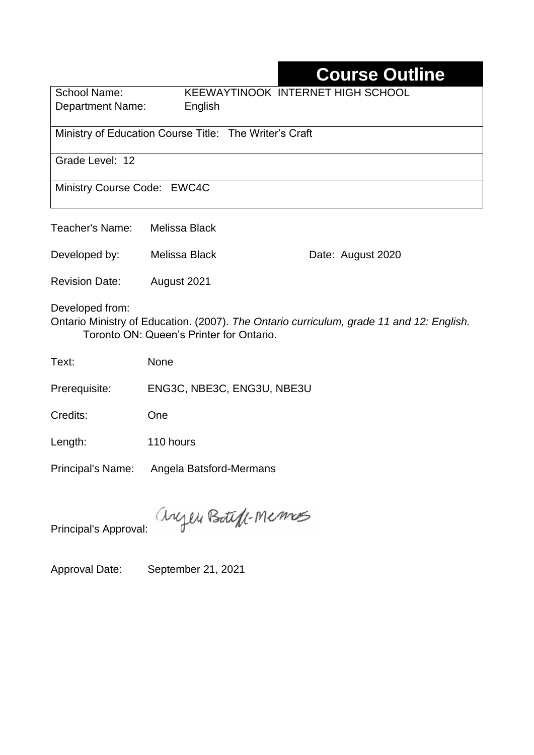# Course Outline

| School Name: | KEEWAYTINOOK INTERNET HIGH SCHOOL |
|---|---|
| Department Name: | English |

Ministry of Education Course Title: The Writer's Craft

Grade Level: 12

Ministry Course Code: EWC4C

Teacher's Name: Melissa Black

Developed by: Melissa Black — Date: August 2020

Revision Date: August 2021

Developed from:
Ontario Ministry of Education. (2007). *The Ontario curriculum, grade 11 and 12: English.* Toronto ON: Queen's Printer for Ontario.

Text: None

Prerequisite: ENG3C, NBE3C, ENG3U, NBE3U

Credits: One

Length: 110 hours

Principal's Name: Angela Batsford-Mermans

Principal's Approval: Angela Batsford-Mermans

Approval Date: September 21, 2021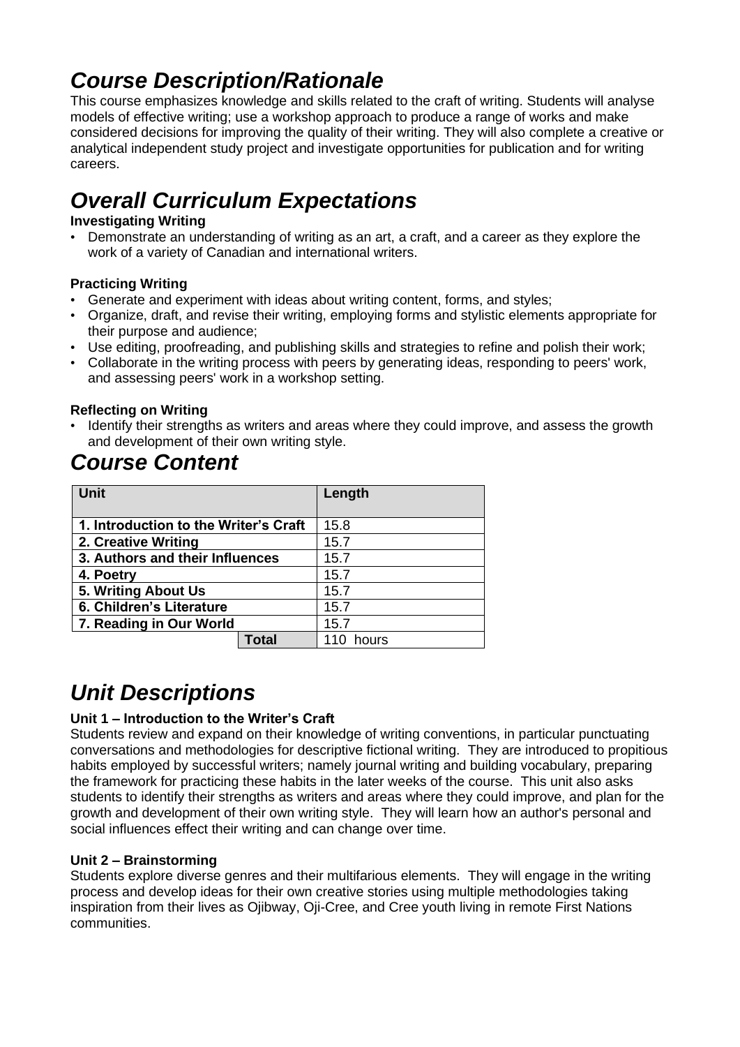## *Course Description/Rationale*

This course emphasizes knowledge and skills related to the craft of writing. Students will analyse models of effective writing; use a workshop approach to produce a range of works and make considered decisions for improving the quality of their writing. They will also complete a creative or analytical independent study project and investigate opportunities for publication and for writing careers.

## *Overall Curriculum Expectations*

**Investigating Writing**

- Demonstrate an understanding of writing as an art, a craft, and a career as they explore the work of a variety of Canadian and international writers.

**Practicing Writing**

- Generate and experiment with ideas about writing content, forms, and styles;
- Organize, draft, and revise their writing, employing forms and stylistic elements appropriate for their purpose and audience;
- Use editing, proofreading, and publishing skills and strategies to refine and polish their work;
- Collaborate in the writing process with peers by generating ideas, responding to peers' work, and assessing peers' work in a workshop setting.

**Reflecting on Writing**

- Identify their strengths as writers and areas where they could improve, and assess the growth and development of their own writing style.

## *Course Content*

| Unit | Length |
|---|---|
| **1. Introduction to the Writer's Craft** | 15.8 |
| **2. Creative Writing** | 15.7 |
| **3. Authors and their Influences** | 15.7 |
| **4. Poetry** | 15.7 |
| **5. Writing About Us** | 15.7 |
| **6. Children's Literature** | 15.7 |
| **7. Reading in Our World** | 15.7 |
| **Total** | 110 hours |

## *Unit Descriptions*

**Unit 1 – Introduction to the Writer's Craft**

Students review and expand on their knowledge of writing conventions, in particular punctuating conversations and methodologies for descriptive fictional writing. They are introduced to propitious habits employed by successful writers; namely journal writing and building vocabulary, preparing the framework for practicing these habits in the later weeks of the course. This unit also asks students to identify their strengths as writers and areas where they could improve, and plan for the growth and development of their own writing style. They will learn how an author's personal and social influences effect their writing and can change over time.

**Unit 2 – Brainstorming**

Students explore diverse genres and their multifarious elements. They will engage in the writing process and develop ideas for their own creative stories using multiple methodologies taking inspiration from their lives as Ojibway, Oji-Cree, and Cree youth living in remote First Nations communities.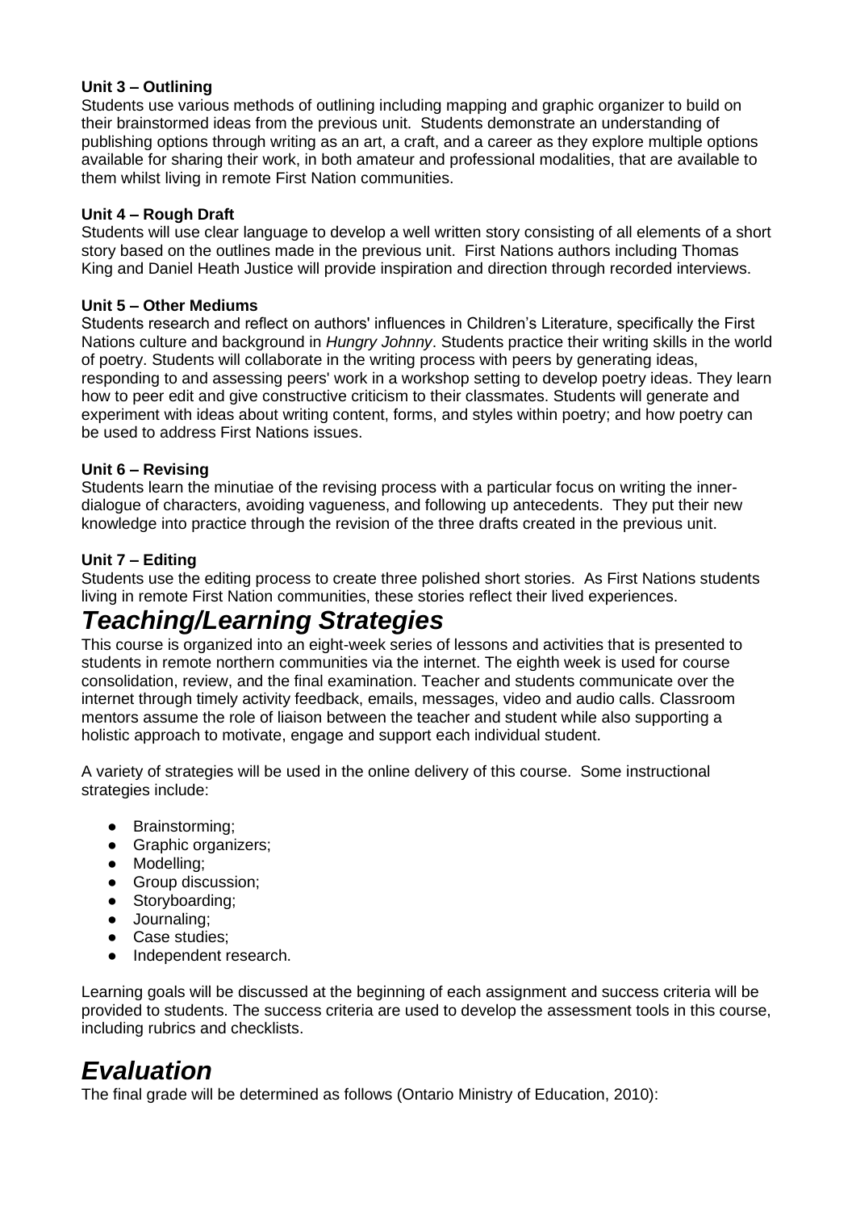**Unit 3 – Outlining**
Students use various methods of outlining including mapping and graphic organizer to build on their brainstormed ideas from the previous unit. Students demonstrate an understanding of publishing options through writing as an art, a craft, and a career as they explore multiple options available for sharing their work, in both amateur and professional modalities, that are available to them whilst living in remote First Nation communities.

**Unit 4 – Rough Draft**
Students will use clear language to develop a well written story consisting of all elements of a short story based on the outlines made in the previous unit. First Nations authors including Thomas King and Daniel Heath Justice will provide inspiration and direction through recorded interviews.

**Unit 5 – Other Mediums**
Students research and reflect on authors' influences in Children's Literature, specifically the First Nations culture and background in *Hungry Johnny*. Students practice their writing skills in the world of poetry. Students will collaborate in the writing process with peers by generating ideas, responding to and assessing peers' work in a workshop setting to develop poetry ideas. They learn how to peer edit and give constructive criticism to their classmates. Students will generate and experiment with ideas about writing content, forms, and styles within poetry; and how poetry can be used to address First Nations issues.

**Unit 6 – Revising**
Students learn the minutiae of the revising process with a particular focus on writing the inner-dialogue of characters, avoiding vagueness, and following up antecedents. They put their new knowledge into practice through the revision of the three drafts created in the previous unit.

**Unit 7 – Editing**
Students use the editing process to create three polished short stories. As First Nations students living in remote First Nation communities, these stories reflect their lived experiences.

# *Teaching/Learning Strategies*

This course is organized into an eight-week series of lessons and activities that is presented to students in remote northern communities via the internet. The eighth week is used for course consolidation, review, and the final examination. Teacher and students communicate over the internet through timely activity feedback, emails, messages, video and audio calls. Classroom mentors assume the role of liaison between the teacher and student while also supporting a holistic approach to motivate, engage and support each individual student.

A variety of strategies will be used in the online delivery of this course. Some instructional strategies include:

- Brainstorming;
- Graphic organizers;
- Modelling;
- Group discussion;
- Storyboarding;
- Journaling;
- Case studies;
- Independent research.

Learning goals will be discussed at the beginning of each assignment and success criteria will be provided to students. The success criteria are used to develop the assessment tools in this course, including rubrics and checklists.

# *Evaluation*

The final grade will be determined as follows (Ontario Ministry of Education, 2010):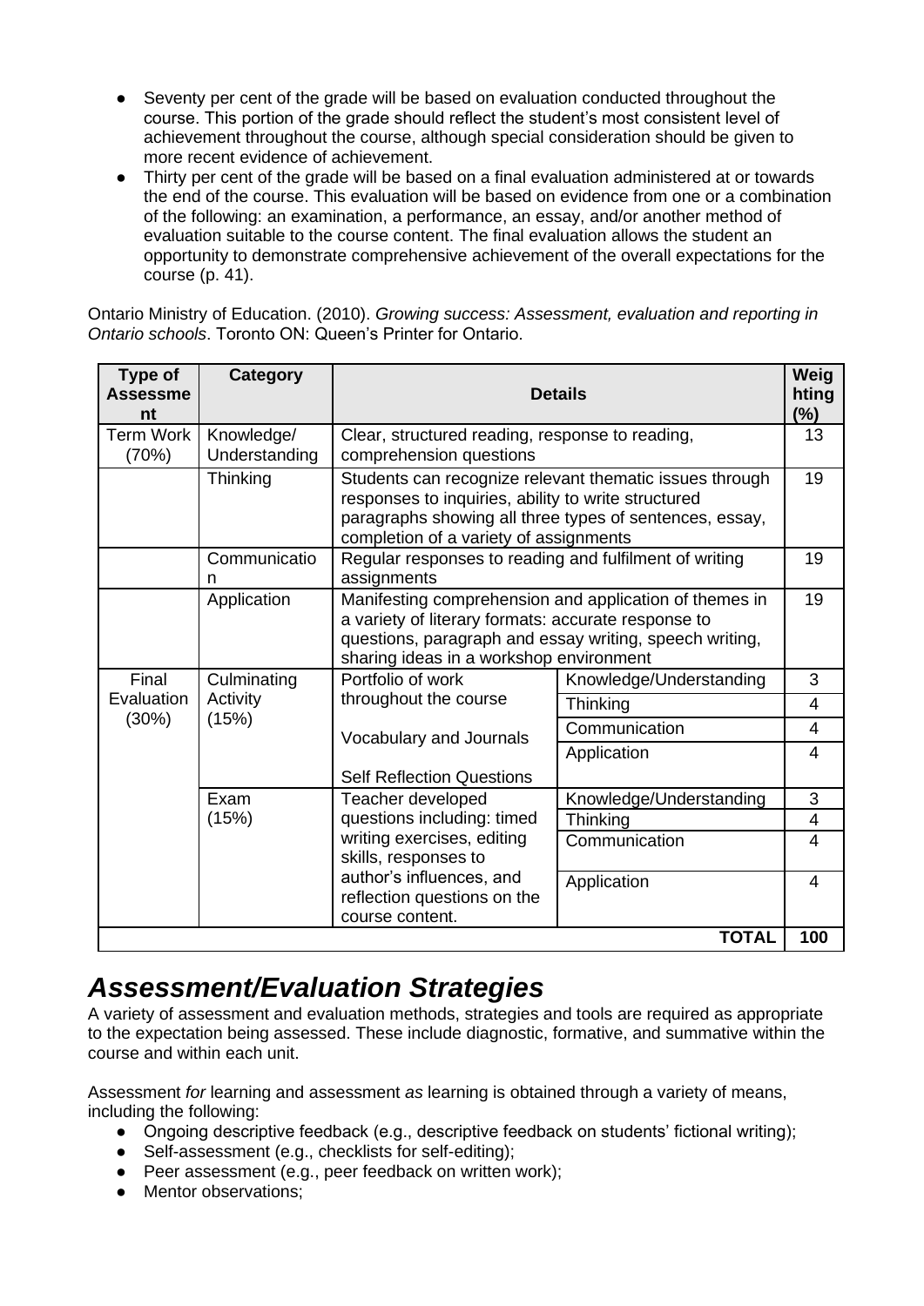- Seventy per cent of the grade will be based on evaluation conducted throughout the course. This portion of the grade should reflect the student's most consistent level of achievement throughout the course, although special consideration should be given to more recent evidence of achievement.
- Thirty per cent of the grade will be based on a final evaluation administered at or towards the end of the course. This evaluation will be based on evidence from one or a combination of the following: an examination, a performance, an essay, and/or another method of evaluation suitable to the course content. The final evaluation allows the student an opportunity to demonstrate comprehensive achievement of the overall expectations for the course (p. 41).

Ontario Ministry of Education. (2010). *Growing success: Assessment, evaluation and reporting in Ontario schools*. Toronto ON: Queen's Printer for Ontario.

| Type of Assessment | Category | Details | | Weighting (%) |
|---|---|---|---|---|
| Term Work (70%) | Knowledge/ Understanding | Clear, structured reading, response to reading, comprehension questions | | 13 |
| | Thinking | Students can recognize relevant thematic issues through responses to inquiries, ability to write structured paragraphs showing all three types of sentences, essay, completion of a variety of assignments | | 19 |
| | Communication | Regular responses to reading and fulfilment of writing assignments | | 19 |
| | Application | Manifesting comprehension and application of themes in a variety of literary formats: accurate response to questions, paragraph and essay writing, speech writing, sharing ideas in a workshop environment | | 19 |
| Final Evaluation (30%) | Culminating Activity (15%) | Portfolio of work throughout the course<br><br>Vocabulary and Journals<br><br>Self Reflection Questions | Knowledge/Understanding | 3 |
| | | | Thinking | 4 |
| | | | Communication | 4 |
| | | | Application | 4 |
| | Exam (15%) | Teacher developed questions including: timed writing exercises, editing skills, responses to author's influences, and reflection questions on the course content. | Knowledge/Understanding | 3 |
| | | | Thinking | 4 |
| | | | Communication | 4 |
| | | | Application | 4 |
| | | | **TOTAL** | **100** |

## *Assessment/Evaluation Strategies*

A variety of assessment and evaluation methods, strategies and tools are required as appropriate to the expectation being assessed. These include diagnostic, formative, and summative within the course and within each unit.

Assessment *for* learning and assessment *as* learning is obtained through a variety of means, including the following:

- Ongoing descriptive feedback (e.g., descriptive feedback on students' fictional writing);
- Self-assessment (e.g., checklists for self-editing);
- Peer assessment (e.g., peer feedback on written work);
- Mentor observations;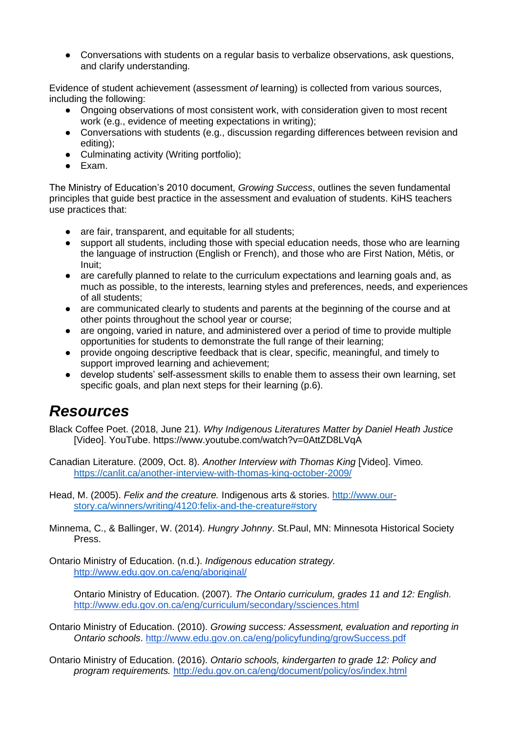- Conversations with students on a regular basis to verbalize observations, ask questions, and clarify understanding.

Evidence of student achievement (assessment *of* learning) is collected from various sources, including the following:

- Ongoing observations of most consistent work, with consideration given to most recent work (e.g., evidence of meeting expectations in writing);
- Conversations with students (e.g., discussion regarding differences between revision and editing);
- Culminating activity (Writing portfolio);
- Exam.

The Ministry of Education's 2010 document, *Growing Success*, outlines the seven fundamental principles that guide best practice in the assessment and evaluation of students. KiHS teachers use practices that:

- are fair, transparent, and equitable for all students;
- support all students, including those with special education needs, those who are learning the language of instruction (English or French), and those who are First Nation, Métis, or Inuit;
- are carefully planned to relate to the curriculum expectations and learning goals and, as much as possible, to the interests, learning styles and preferences, needs, and experiences of all students;
- are communicated clearly to students and parents at the beginning of the course and at other points throughout the school year or course;
- are ongoing, varied in nature, and administered over a period of time to provide multiple opportunities for students to demonstrate the full range of their learning;
- provide ongoing descriptive feedback that is clear, specific, meaningful, and timely to support improved learning and achievement;
- develop students' self-assessment skills to enable them to assess their own learning, set specific goals, and plan next steps for their learning (p.6).

# *Resources*

Black Coffee Poet. (2018, June 21). *Why Indigenous Literatures Matter by Daniel Heath Justice* [Video]. YouTube. https://www.youtube.com/watch?v=0AttZD8LVqA

Canadian Literature. (2009, Oct. 8). *Another Interview with Thomas King* [Video]. Vimeo. https://canlit.ca/another-interview-with-thomas-king-october-2009/

Head, M. (2005). *Felix and the creature.* Indigenous arts & stories. http://www.our-story.ca/winners/writing/4120:felix-and-the-creature#story

Minnema, C., & Ballinger, W. (2014). *Hungry Johnny*. St.Paul, MN: Minnesota Historical Society Press.

Ontario Ministry of Education. (n.d.). *Indigenous education strategy.* http://www.edu.gov.on.ca/eng/aboriginal/

Ontario Ministry of Education. (2007). *The Ontario curriculum, grades 11 and 12: English.* http://www.edu.gov.on.ca/eng/curriculum/secondary/ssciences.html

Ontario Ministry of Education. (2010). *Growing success: Assessment, evaluation and reporting in Ontario schools*. http://www.edu.gov.on.ca/eng/policyfunding/growSuccess.pdf

Ontario Ministry of Education. (2016). *Ontario schools, kindergarten to grade 12: Policy and program requirements.* http://edu.gov.on.ca/eng/document/policy/os/index.html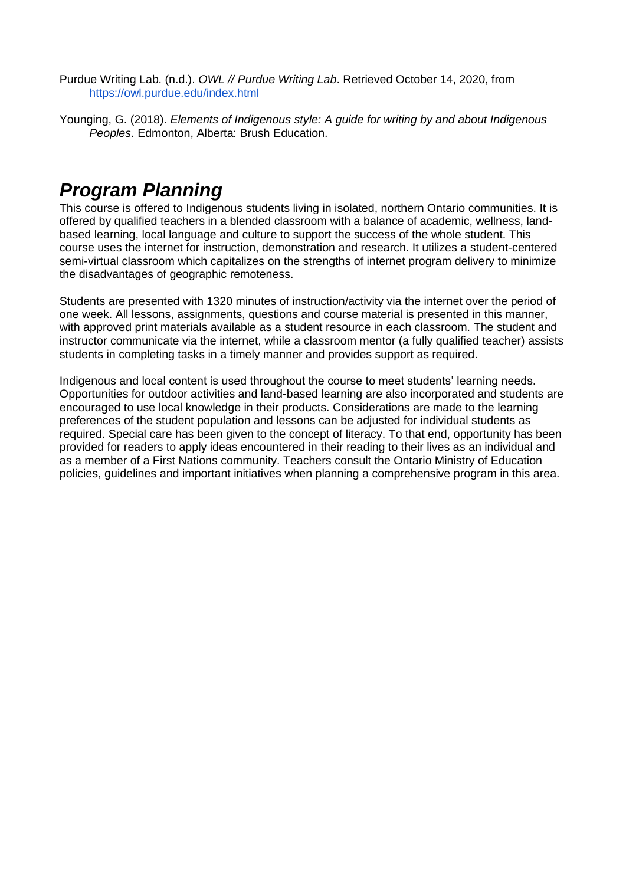Purdue Writing Lab. (n.d.). *OWL // Purdue Writing Lab*. Retrieved October 14, 2020, from https://owl.purdue.edu/index.html

Younging, G. (2018). *Elements of Indigenous style: A guide for writing by and about Indigenous Peoples*. Edmonton, Alberta: Brush Education.

# *Program Planning*

This course is offered to Indigenous students living in isolated, northern Ontario communities. It is offered by qualified teachers in a blended classroom with a balance of academic, wellness, land-based learning, local language and culture to support the success of the whole student. This course uses the internet for instruction, demonstration and research. It utilizes a student-centered semi-virtual classroom which capitalizes on the strengths of internet program delivery to minimize the disadvantages of geographic remoteness.

Students are presented with 1320 minutes of instruction/activity via the internet over the period of one week. All lessons, assignments, questions and course material is presented in this manner, with approved print materials available as a student resource in each classroom. The student and instructor communicate via the internet, while a classroom mentor (a fully qualified teacher) assists students in completing tasks in a timely manner and provides support as required.

Indigenous and local content is used throughout the course to meet students' learning needs. Opportunities for outdoor activities and land-based learning are also incorporated and students are encouraged to use local knowledge in their products. Considerations are made to the learning preferences of the student population and lessons can be adjusted for individual students as required. Special care has been given to the concept of literacy. To that end, opportunity has been provided for readers to apply ideas encountered in their reading to their lives as an individual and as a member of a First Nations community. Teachers consult the Ontario Ministry of Education policies, guidelines and important initiatives when planning a comprehensive program in this area.